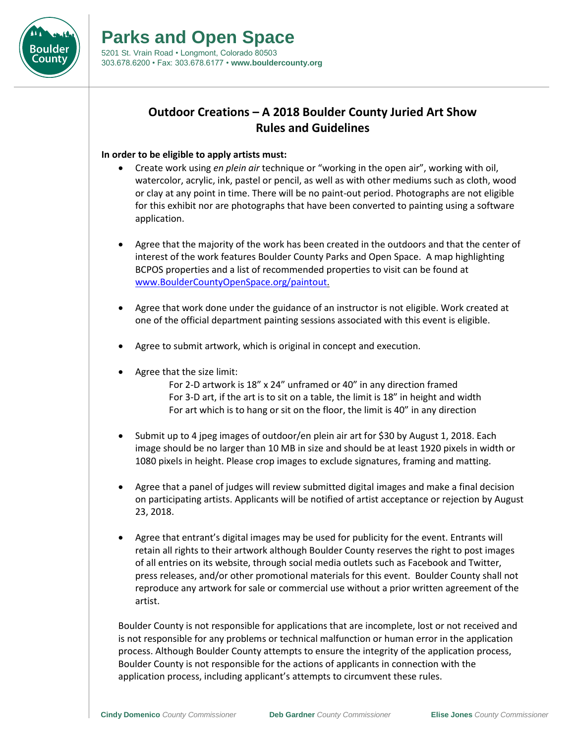# Parks and Open Space

5201 St. Vrain Road • Longmont, Colorado 80503
303.678.6200 • Fax: 303.678.6177 • **www.bouldercounty.org**

## Outdoor Creations – A 2018 Boulder County Juried Art Show Rules and Guidelines

**In order to be eligible to apply artists must:**

- Create work using *en plein air* technique or "working in the open air", working with oil, watercolor, acrylic, ink, pastel or pencil, as well as with other mediums such as cloth, wood or clay at any point in time. There will be no paint-out period. Photographs are not eligible for this exhibit nor are photographs that have been converted to painting using a software application.

- Agree that the majority of the work has been created in the outdoors and that the center of interest of the work features Boulder County Parks and Open Space. A map highlighting BCPOS properties and a list of recommended properties to visit can be found at www.BoulderCountyOpenSpace.org/paintout.

- Agree that work done under the guidance of an instructor is not eligible. Work created at one of the official department painting sessions associated with this event is eligible.

- Agree to submit artwork, which is original in concept and execution.

- Agree that the size limit:
  - For 2-D artwork is 18" x 24" unframed or 40" in any direction framed
  - For 3-D art, if the art is to sit on a table, the limit is 18" in height and width
  - For art which is to hang or sit on the floor, the limit is 40" in any direction

- Submit up to 4 jpeg images of outdoor/en plein air art for $30 by August 1, 2018. Each image should be no larger than 10 MB in size and should be at least 1920 pixels in width or 1080 pixels in height. Please crop images to exclude signatures, framing and matting.

- Agree that a panel of judges will review submitted digital images and make a final decision on participating artists. Applicants will be notified of artist acceptance or rejection by August 23, 2018.

- Agree that entrant's digital images may be used for publicity for the event. Entrants will retain all rights to their artwork although Boulder County reserves the right to post images of all entries on its website, through social media outlets such as Facebook and Twitter, press releases, and/or other promotional materials for this event. Boulder County shall not reproduce any artwork for sale or commercial use without a prior written agreement of the artist.

Boulder County is not responsible for applications that are incomplete, lost or not received and is not responsible for any problems or technical malfunction or human error in the application process. Although Boulder County attempts to ensure the integrity of the application process, Boulder County is not responsible for the actions of applicants in connection with the application process, including applicant's attempts to circumvent these rules.

**Cindy Domenico** *County Commissioner* **Deb Gardner** *County Commissioner* **Elise Jones** *County Commissioner*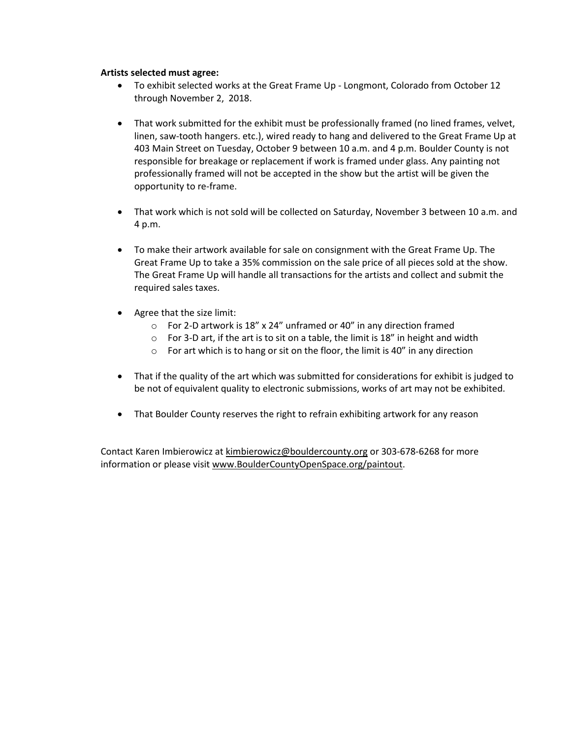**Artists selected must agree:**

- To exhibit selected works at the Great Frame Up - Longmont, Colorado from October 12 through November 2, 2018.

- That work submitted for the exhibit must be professionally framed (no lined frames, velvet, linen, saw-tooth hangers. etc.), wired ready to hang and delivered to the Great Frame Up at 403 Main Street on Tuesday, October 9 between 10 a.m. and 4 p.m. Boulder County is not responsible for breakage or replacement if work is framed under glass. Any painting not professionally framed will not be accepted in the show but the artist will be given the opportunity to re-frame.

- That work which is not sold will be collected on Saturday, November 3 between 10 a.m. and 4 p.m.

- To make their artwork available for sale on consignment with the Great Frame Up. The Great Frame Up to take a 35% commission on the sale price of all pieces sold at the show. The Great Frame Up will handle all transactions for the artists and collect and submit the required sales taxes.

- Agree that the size limit:
  - For 2-D artwork is 18" x 24" unframed or 40" in any direction framed
  - For 3-D art, if the art is to sit on a table, the limit is 18" in height and width
  - For art which is to hang or sit on the floor, the limit is 40" in any direction

- That if the quality of the art which was submitted for considerations for exhibit is judged to be not of equivalent quality to electronic submissions, works of art may not be exhibited.

- That Boulder County reserves the right to refrain exhibiting artwork for any reason

Contact Karen Imbierowicz at kimbierowicz@bouldercounty.org or 303-678-6268 for more information or please visit www.BoulderCountyOpenSpace.org/paintout.